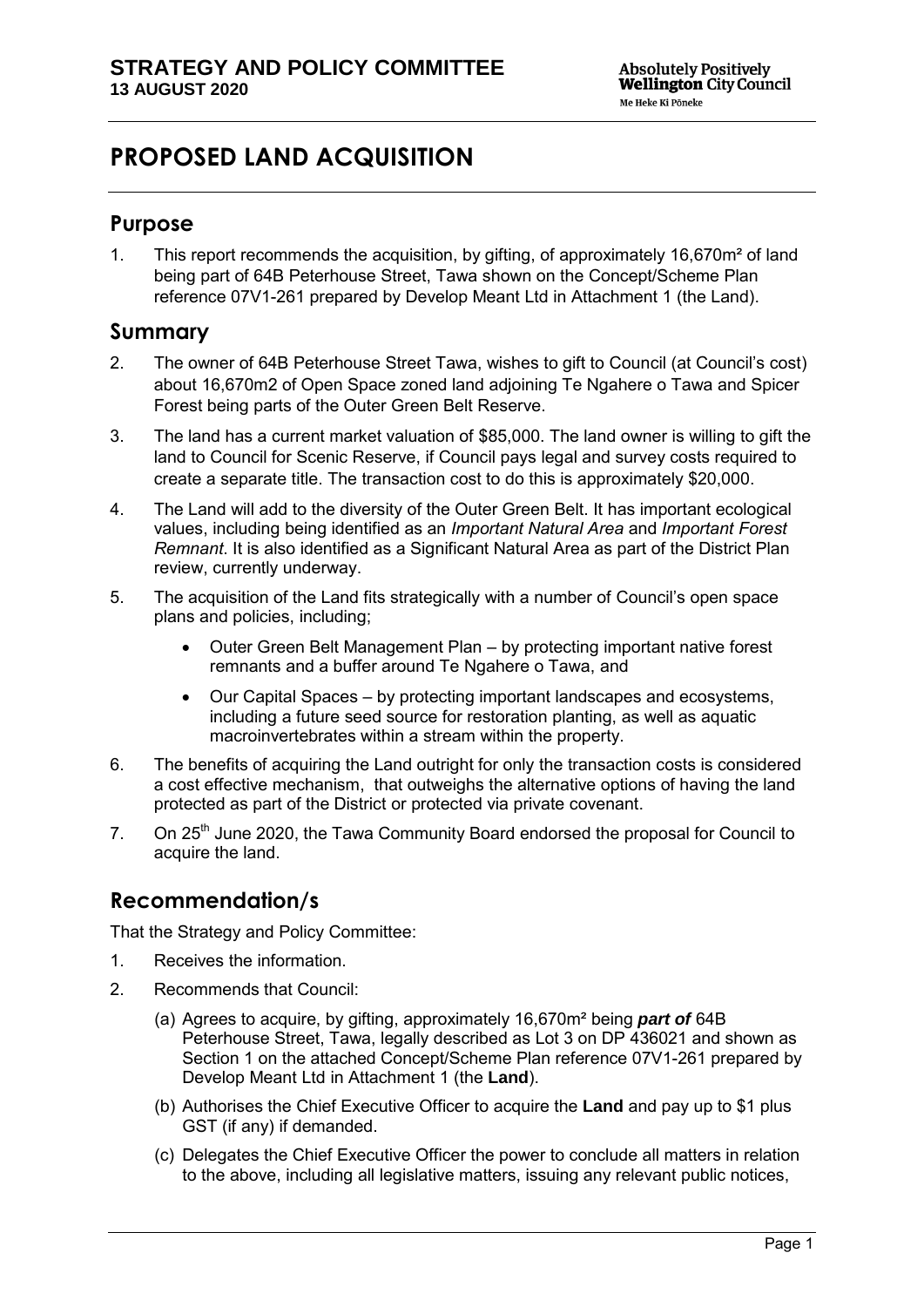# PROPOSED LAND ACQUISITION

## Purpose

1. This report recommends the acquisition, by gifting, of approximately 16,670m² of land being part of 64B Peterhouse Street, Tawa shown on the Concept/Scheme Plan reference 07V1-261 prepared by Develop Meant Ltd in Attachment 1 (the Land).

## Summary

2. The owner of 64B Peterhouse Street Tawa, wishes to gift to Council (at Council's cost) about 16,670m2 of Open Space zoned land adjoining Te Ngahere o Tawa and Spicer Forest being parts of the Outer Green Belt Reserve.
3. The land has a current market valuation of $85,000. The land owner is willing to gift the land to Council for Scenic Reserve, if Council pays legal and survey costs required to create a separate title. The transaction cost to do this is approximately $20,000.
4. The Land will add to the diversity of the Outer Green Belt. It has important ecological values, including being identified as an *Important Natural Area* and *Important Forest Remnant*. It is also identified as a Significant Natural Area as part of the District Plan review, currently underway.
5. The acquisition of the Land fits strategically with a number of Council's open space plans and policies, including;
   - Outer Green Belt Management Plan – by protecting important native forest remnants and a buffer around Te Ngahere o Tawa, and
   - Our Capital Spaces – by protecting important landscapes and ecosystems, including a future seed source for restoration planting, as well as aquatic macroinvertebrates within a stream within the property.
6. The benefits of acquiring the Land outright for only the transaction costs is considered a cost effective mechanism, that outweighs the alternative options of having the land protected as part of the District or protected via private covenant.
7. On 25th June 2020, the Tawa Community Board endorsed the proposal for Council to acquire the land.

## Recommendation/s

That the Strategy and Policy Committee:

1. Receives the information.
2. Recommends that Council:
   (a) Agrees to acquire, by gifting, approximately 16,670m² being ***part of*** 64B Peterhouse Street, Tawa, legally described as Lot 3 on DP 436021 and shown as Section 1 on the attached Concept/Scheme Plan reference 07V1-261 prepared by Develop Meant Ltd in Attachment 1 (the **Land**).
   (b) Authorises the Chief Executive Officer to acquire the **Land** and pay up to $1 plus GST (if any) if demanded.
   (c) Delegates the Chief Executive Officer the power to conclude all matters in relation to the above, including all legislative matters, issuing any relevant public notices,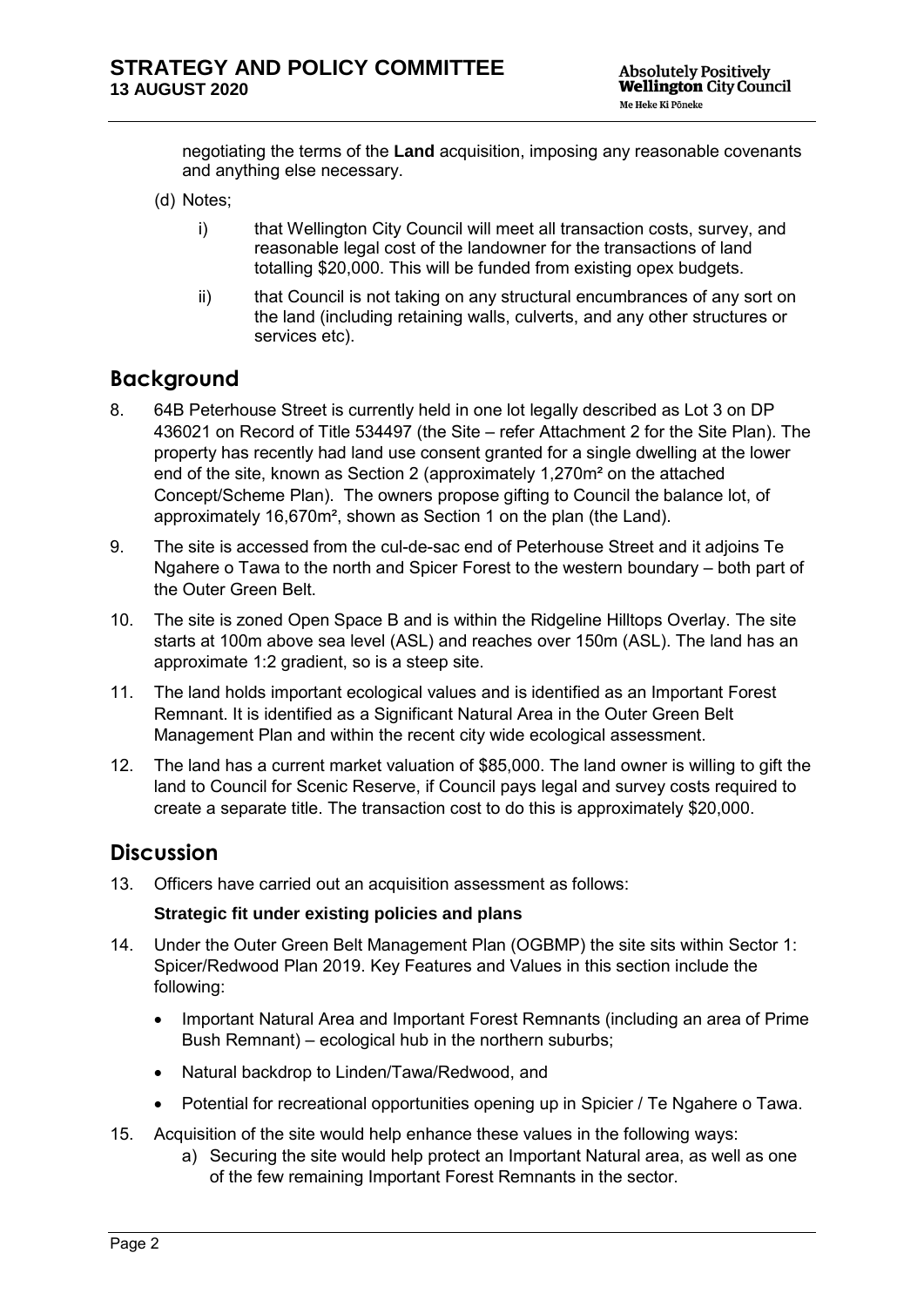negotiating the terms of the **Land** acquisition, imposing any reasonable covenants and anything else necessary.

(d) Notes;

i) that Wellington City Council will meet all transaction costs, survey, and reasonable legal cost of the landowner for the transactions of land totalling $20,000. This will be funded from existing opex budgets.

ii) that Council is not taking on any structural encumbrances of any sort on the land (including retaining walls, culverts, and any other structures or services etc).

## Background

8. 64B Peterhouse Street is currently held in one lot legally described as Lot 3 on DP 436021 on Record of Title 534497 (the Site – refer Attachment 2 for the Site Plan). The property has recently had land use consent granted for a single dwelling at the lower end of the site, known as Section 2 (approximately 1,270m² on the attached Concept/Scheme Plan). The owners propose gifting to Council the balance lot, of approximately 16,670m², shown as Section 1 on the plan (the Land).

9. The site is accessed from the cul-de-sac end of Peterhouse Street and it adjoins Te Ngahere o Tawa to the north and Spicer Forest to the western boundary – both part of the Outer Green Belt.

10. The site is zoned Open Space B and is within the Ridgeline Hilltops Overlay. The site starts at 100m above sea level (ASL) and reaches over 150m (ASL). The land has an approximate 1:2 gradient, so is a steep site.

11. The land holds important ecological values and is identified as an Important Forest Remnant. It is identified as a Significant Natural Area in the Outer Green Belt Management Plan and within the recent city wide ecological assessment.

12. The land has a current market valuation of $85,000. The land owner is willing to gift the land to Council for Scenic Reserve, if Council pays legal and survey costs required to create a separate title. The transaction cost to do this is approximately $20,000.

## Discussion

13. Officers have carried out an acquisition assessment as follows:

**Strategic fit under existing policies and plans**

14. Under the Outer Green Belt Management Plan (OGBMP) the site sits within Sector 1: Spicer/Redwood Plan 2019. Key Features and Values in this section include the following:

- Important Natural Area and Important Forest Remnants (including an area of Prime Bush Remnant) – ecological hub in the northern suburbs;
- Natural backdrop to Linden/Tawa/Redwood, and
- Potential for recreational opportunities opening up in Spicier / Te Ngahere o Tawa.

15. Acquisition of the site would help enhance these values in the following ways:

a) Securing the site would help protect an Important Natural area, as well as one of the few remaining Important Forest Remnants in the sector.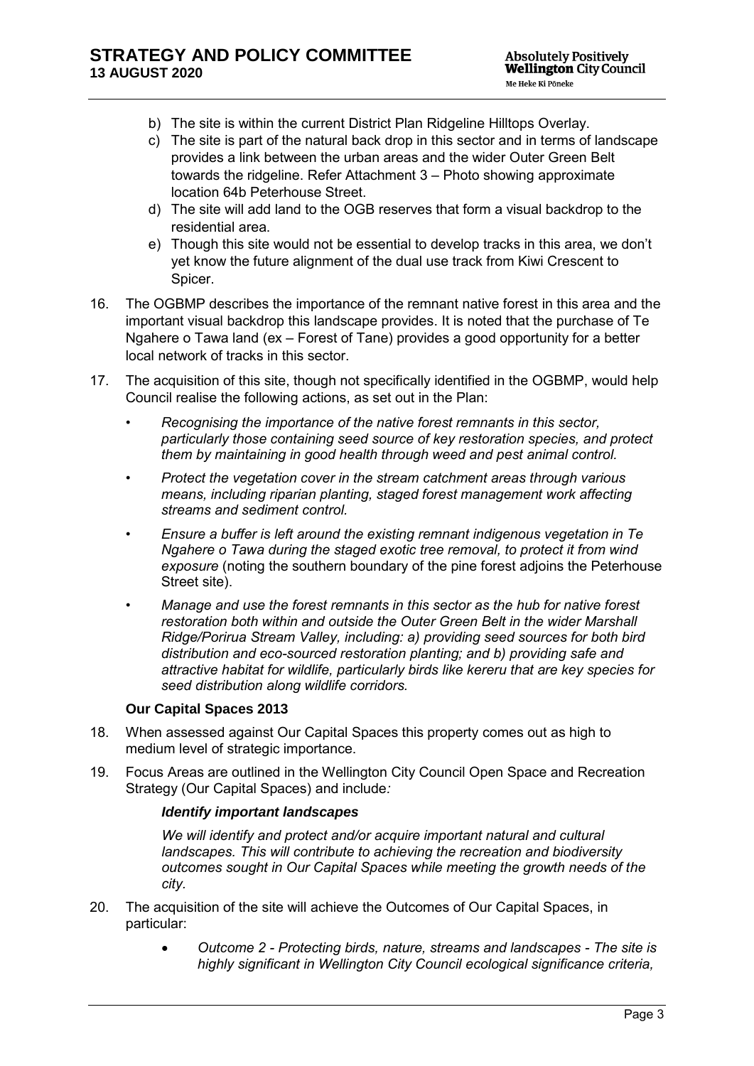b) The site is within the current District Plan Ridgeline Hilltops Overlay.

c) The site is part of the natural back drop in this sector and in terms of landscape provides a link between the urban areas and the wider Outer Green Belt towards the ridgeline. Refer Attachment 3 – Photo showing approximate location 64b Peterhouse Street.

d) The site will add land to the OGB reserves that form a visual backdrop to the residential area.

e) Though this site would not be essential to develop tracks in this area, we don't yet know the future alignment of the dual use track from Kiwi Crescent to Spicer.

16. The OGBMP describes the importance of the remnant native forest in this area and the important visual backdrop this landscape provides. It is noted that the purchase of Te Ngahere o Tawa land (ex – Forest of Tane) provides a good opportunity for a better local network of tracks in this sector.

17. The acquisition of this site, though not specifically identified in the OGBMP, would help Council realise the following actions, as set out in the Plan:

   - *Recognising the importance of the native forest remnants in this sector, particularly those containing seed source of key restoration species, and protect them by maintaining in good health through weed and pest animal control.*
   - *Protect the vegetation cover in the stream catchment areas through various means, including riparian planting, staged forest management work affecting streams and sediment control.*
   - *Ensure a buffer is left around the existing remnant indigenous vegetation in Te Ngahere o Tawa during the staged exotic tree removal, to protect it from wind exposure* (noting the southern boundary of the pine forest adjoins the Peterhouse Street site).
   - *Manage and use the forest remnants in this sector as the hub for native forest restoration both within and outside the Outer Green Belt in the wider Marshall Ridge/Porirua Stream Valley, including: a) providing seed sources for both bird distribution and eco-sourced restoration planting; and b) providing safe and attractive habitat for wildlife, particularly birds like kereru that are key species for seed distribution along wildlife corridors.*

**Our Capital Spaces 2013**

18. When assessed against Our Capital Spaces this property comes out as high to medium level of strategic importance.

19. Focus Areas are outlined in the Wellington City Council Open Space and Recreation Strategy (Our Capital Spaces) and include*:*

   ***Identify important landscapes***

   *We will identify and protect and/or acquire important natural and cultural landscapes. This will contribute to achieving the recreation and biodiversity outcomes sought in Our Capital Spaces while meeting the growth needs of the city.*

20. The acquisition of the site will achieve the Outcomes of Our Capital Spaces, in particular:

   - *Outcome 2 - Protecting birds, nature, streams and landscapes - The site is highly significant in Wellington City Council ecological significance criteria,*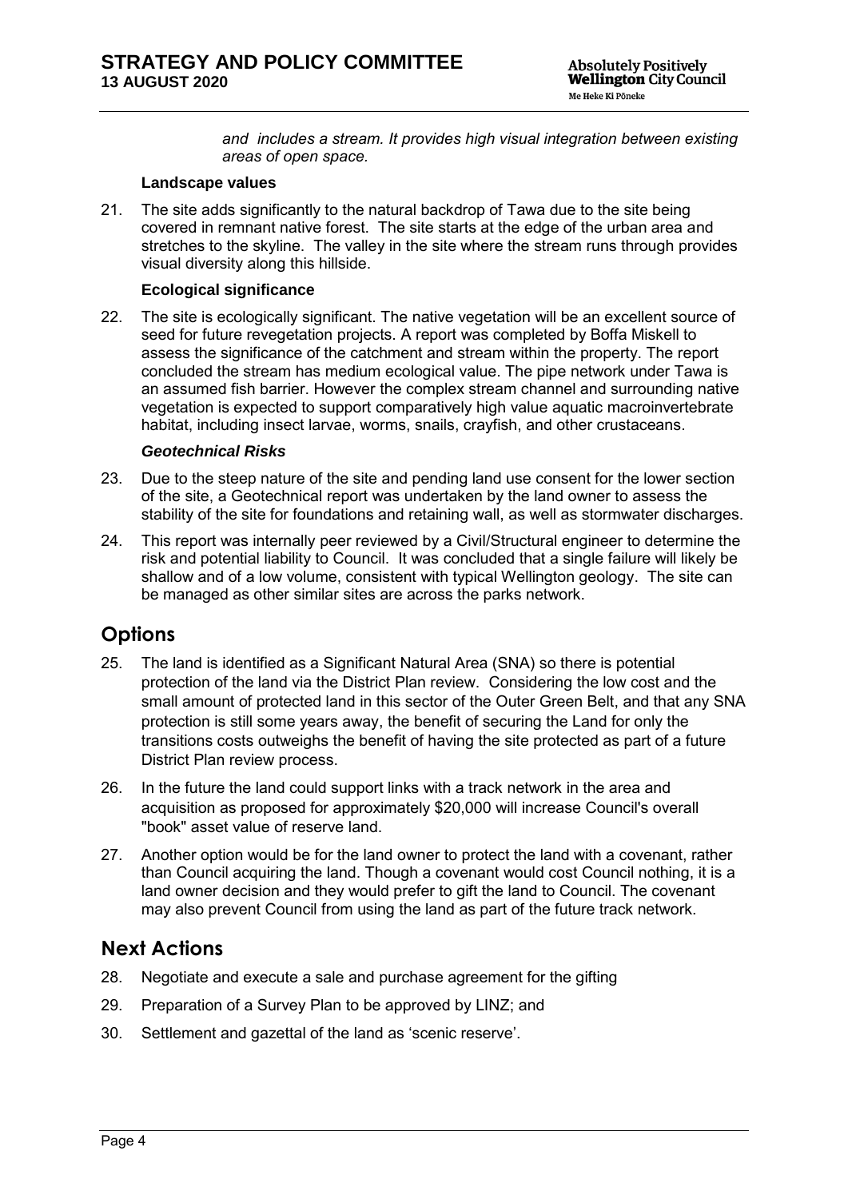*and includes a stream. It provides high visual integration between existing areas of open space.*

**Landscape values**

21. The site adds significantly to the natural backdrop of Tawa due to the site being covered in remnant native forest. The site starts at the edge of the urban area and stretches to the skyline. The valley in the site where the stream runs through provides visual diversity along this hillside.

**Ecological significance**

22. The site is ecologically significant. The native vegetation will be an excellent source of seed for future revegetation projects. A report was completed by Boffa Miskell to assess the significance of the catchment and stream within the property. The report concluded the stream has medium ecological value. The pipe network under Tawa is an assumed fish barrier. However the complex stream channel and surrounding native vegetation is expected to support comparatively high value aquatic macroinvertebrate habitat, including insect larvae, worms, snails, crayfish, and other crustaceans.

***Geotechnical Risks***

23. Due to the steep nature of the site and pending land use consent for the lower section of the site, a Geotechnical report was undertaken by the land owner to assess the stability of the site for foundations and retaining wall, as well as stormwater discharges.

24. This report was internally peer reviewed by a Civil/Structural engineer to determine the risk and potential liability to Council. It was concluded that a single failure will likely be shallow and of a low volume, consistent with typical Wellington geology. The site can be managed as other similar sites are across the parks network.

## Options

25. The land is identified as a Significant Natural Area (SNA) so there is potential protection of the land via the District Plan review. Considering the low cost and the small amount of protected land in this sector of the Outer Green Belt, and that any SNA protection is still some years away, the benefit of securing the Land for only the transitions costs outweighs the benefit of having the site protected as part of a future District Plan review process.

26. In the future the land could support links with a track network in the area and acquisition as proposed for approximately $20,000 will increase Council's overall "book" asset value of reserve land.

27. Another option would be for the land owner to protect the land with a covenant, rather than Council acquiring the land. Though a covenant would cost Council nothing, it is a land owner decision and they would prefer to gift the land to Council. The covenant may also prevent Council from using the land as part of the future track network.

## Next Actions

28. Negotiate and execute a sale and purchase agreement for the gifting

29. Preparation of a Survey Plan to be approved by LINZ; and

30. Settlement and gazettal of the land as 'scenic reserve'.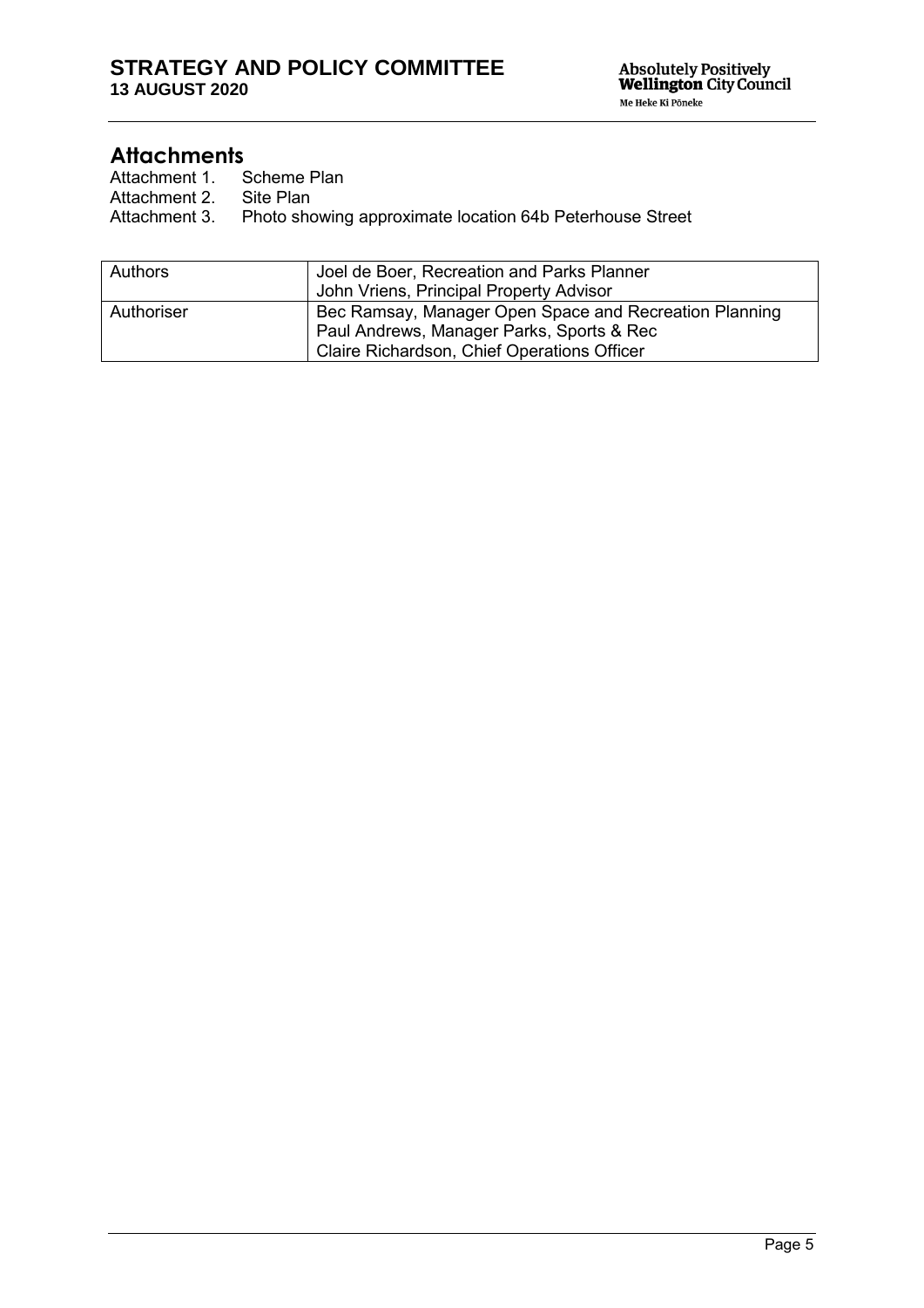## Attachments

Attachment 1. Scheme Plan
Attachment 2. Site Plan
Attachment 3. Photo showing approximate location 64b Peterhouse Street

| Authors | Joel de Boer, Recreation and Parks Planner<br>John Vriens, Principal Property Advisor |
|---|---|
| Authoriser | Bec Ramsay, Manager Open Space and Recreation Planning<br>Paul Andrews, Manager Parks, Sports & Rec<br>Claire Richardson, Chief Operations Officer |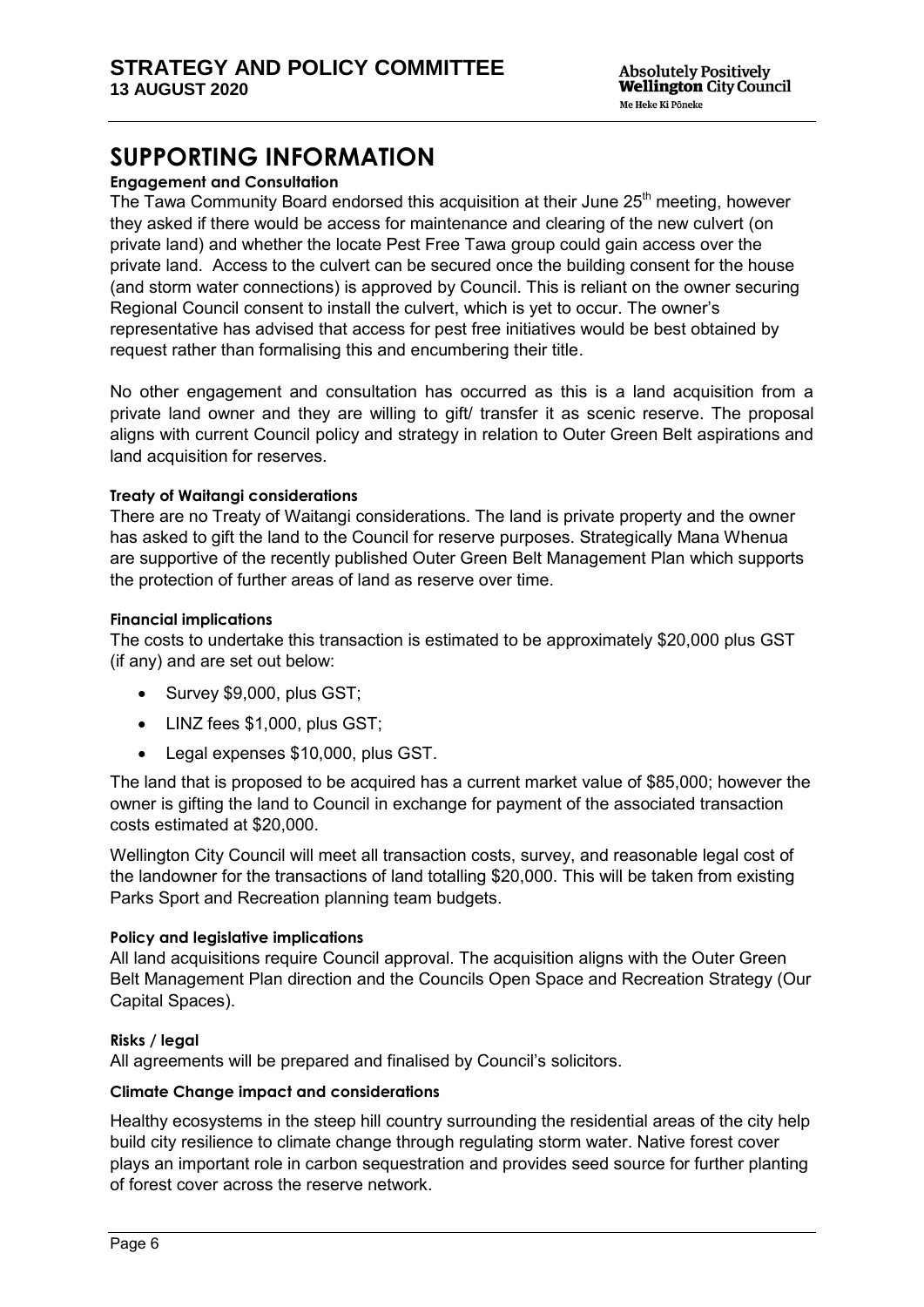# SUPPORTING INFORMATION

**Engagement and Consultation**

The Tawa Community Board endorsed this acquisition at their June 25th meeting, however they asked if there would be access for maintenance and clearing of the new culvert (on private land) and whether the locate Pest Free Tawa group could gain access over the private land. Access to the culvert can be secured once the building consent for the house (and storm water connections) is approved by Council. This is reliant on the owner securing Regional Council consent to install the culvert, which is yet to occur. The owner's representative has advised that access for pest free initiatives would be best obtained by request rather than formalising this and encumbering their title.

No other engagement and consultation has occurred as this is a land acquisition from a private land owner and they are willing to gift/ transfer it as scenic reserve. The proposal aligns with current Council policy and strategy in relation to Outer Green Belt aspirations and land acquisition for reserves.

**Treaty of Waitangi considerations**

There are no Treaty of Waitangi considerations. The land is private property and the owner has asked to gift the land to the Council for reserve purposes. Strategically Mana Whenua are supportive of the recently published Outer Green Belt Management Plan which supports the protection of further areas of land as reserve over time.

**Financial implications**

The costs to undertake this transaction is estimated to be approximately $20,000 plus GST (if any) and are set out below:

- Survey $9,000, plus GST;
- LINZ fees $1,000, plus GST;
- Legal expenses $10,000, plus GST.

The land that is proposed to be acquired has a current market value of $85,000; however the owner is gifting the land to Council in exchange for payment of the associated transaction costs estimated at $20,000.

Wellington City Council will meet all transaction costs, survey, and reasonable legal cost of the landowner for the transactions of land totalling $20,000. This will be taken from existing Parks Sport and Recreation planning team budgets.

**Policy and legislative implications**

All land acquisitions require Council approval. The acquisition aligns with the Outer Green Belt Management Plan direction and the Councils Open Space and Recreation Strategy (Our Capital Spaces).

**Risks / legal**

All agreements will be prepared and finalised by Council's solicitors.

**Climate Change impact and considerations**

Healthy ecosystems in the steep hill country surrounding the residential areas of the city help build city resilience to climate change through regulating storm water. Native forest cover plays an important role in carbon sequestration and provides seed source for further planting of forest cover across the reserve network.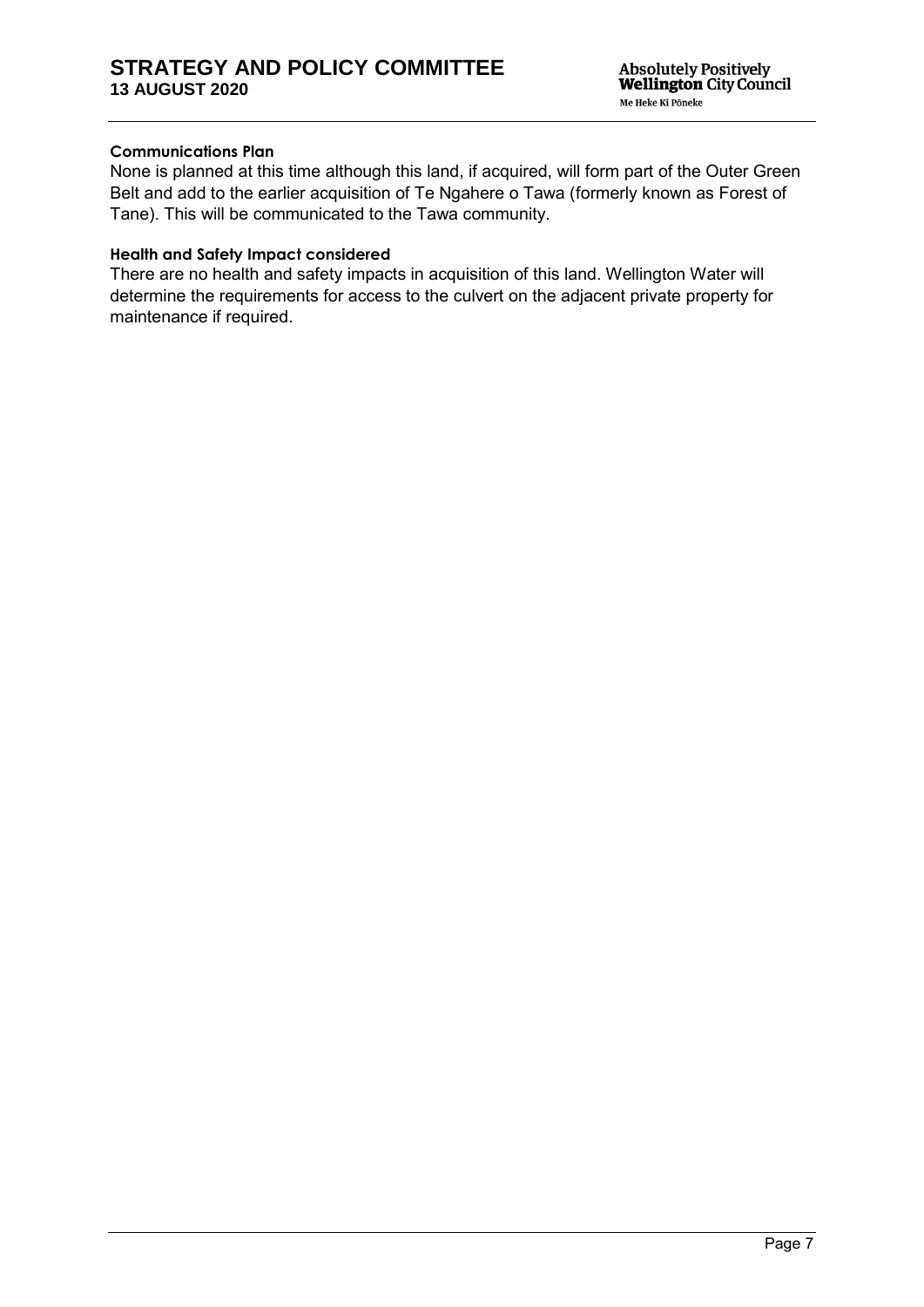**Communications Plan**

None is planned at this time although this land, if acquired, will form part of the Outer Green Belt and add to the earlier acquisition of Te Ngahere o Tawa (formerly known as Forest of Tane). This will be communicated to the Tawa community.

**Health and Safety Impact considered**

There are no health and safety impacts in acquisition of this land. Wellington Water will determine the requirements for access to the culvert on the adjacent private property for maintenance if required.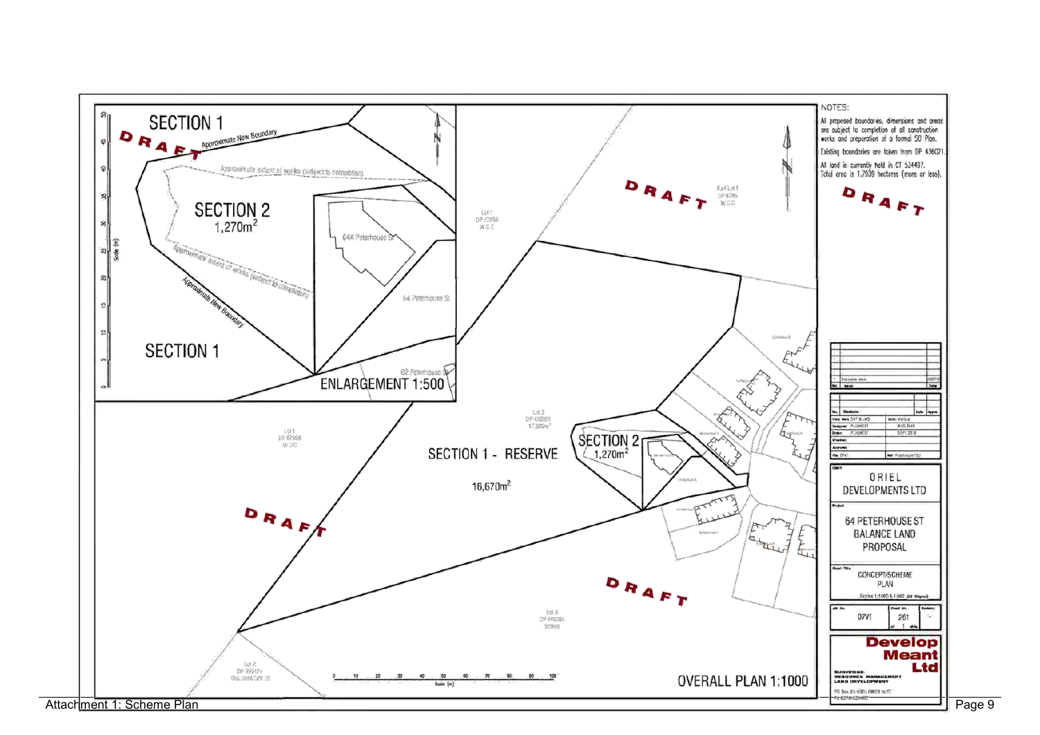SECTION 1

DRAFT

Approximate New Boundary

Approximate extent of works (subject to completion)

SECTION 2
1,270m$^2$

64A Peterhouse St

64 Peterhouse St

Approximate extent of works (subject to completion)

Approximate New Boundary

SECTION 1

62 Peterhouse St

ENLARGEMENT 1:500

DRAFT

Lot 1
DP 67958
WCC

Lot 3
DP 436021
17,939m$^2$

Lot 1
DP 67958
WCC

SECTION 1 - RESERVE

16,670m$^2$

SECTION 2
1,270m$^2$

DRAFT

DRAFT

Lot 3
DP 436021

Lot 2
DP 335424

OVERALL PLAN 1:1000

NOTES:

All proposed boundaries, dimensions and areas are subject to completion of all construction works and preparation of a formal SO Plan.

Existing boundaries are taken from DP 436021.

All land is currently held in CT 534497.
Total area is 1.7939 hectares (more or less).

DRAFT

Client: ORIEL DEVELOPMENTS LTD

Project: 64 PETERHOUSE ST BALANCE LAND PROPOSAL

Sheet Title: CONCEPT/SCHEME PLAN

Scales 1:1000 & 1:500

Job No.: 07V1

Sheet No.: 261

Develop Meant Ltd

SURVEYING
RESOURCE MANAGEMENT
LAND DEVELOPMENT

Attachment 1: Scheme Plan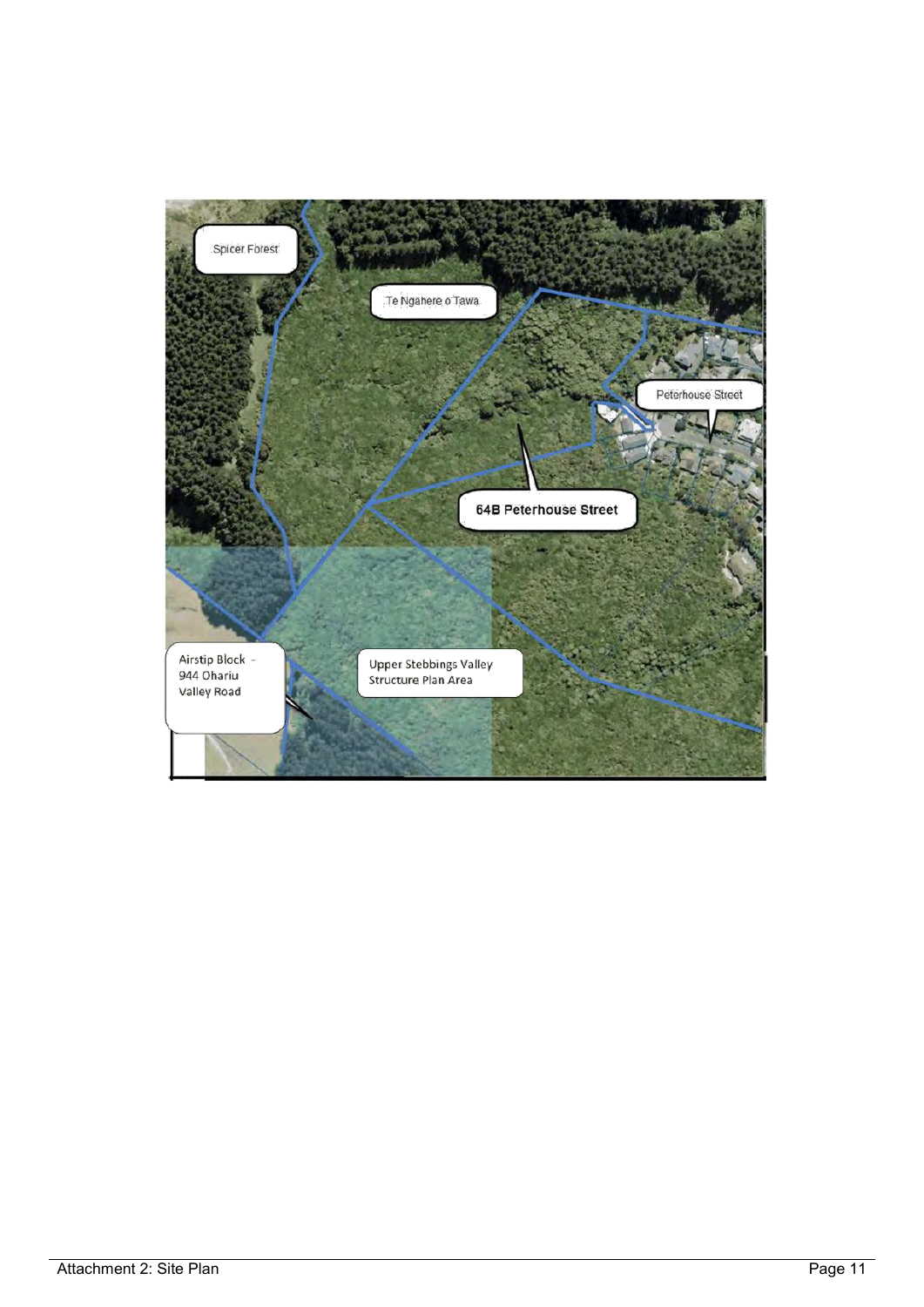Spicer Forest

Te Ngahere o Tawa

Peterhouse Street

64B Peterhouse Street

Airstip Block - 944 Ohariu Valley Road

Upper Stebbings Valley Structure Plan Area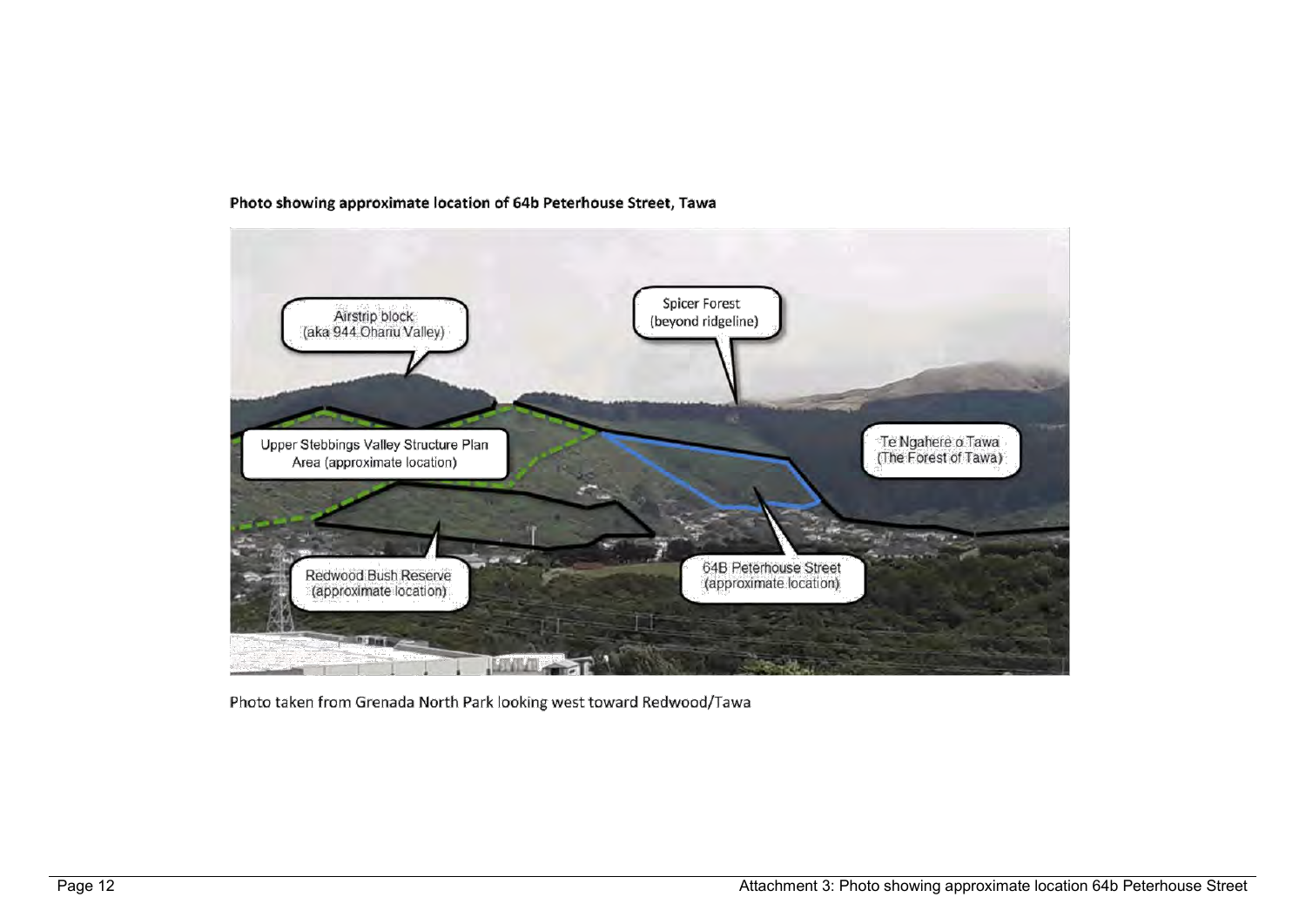**Photo showing approximate location of 64b Peterhouse Street, Tawa**

Airstrip block
(aka 944 Ohariu Valley)

Spicer Forest
(beyond ridgeline)

Upper Stebbings Valley Structure Plan
Area (approximate location)

Te Ngahere o Tawa
(The Forest of Tawa)

Redwood Bush Reserve
(approximate location)

64B Peterhouse Street
(approximate location)

Photo taken from Grenada North Park looking west toward Redwood/Tawa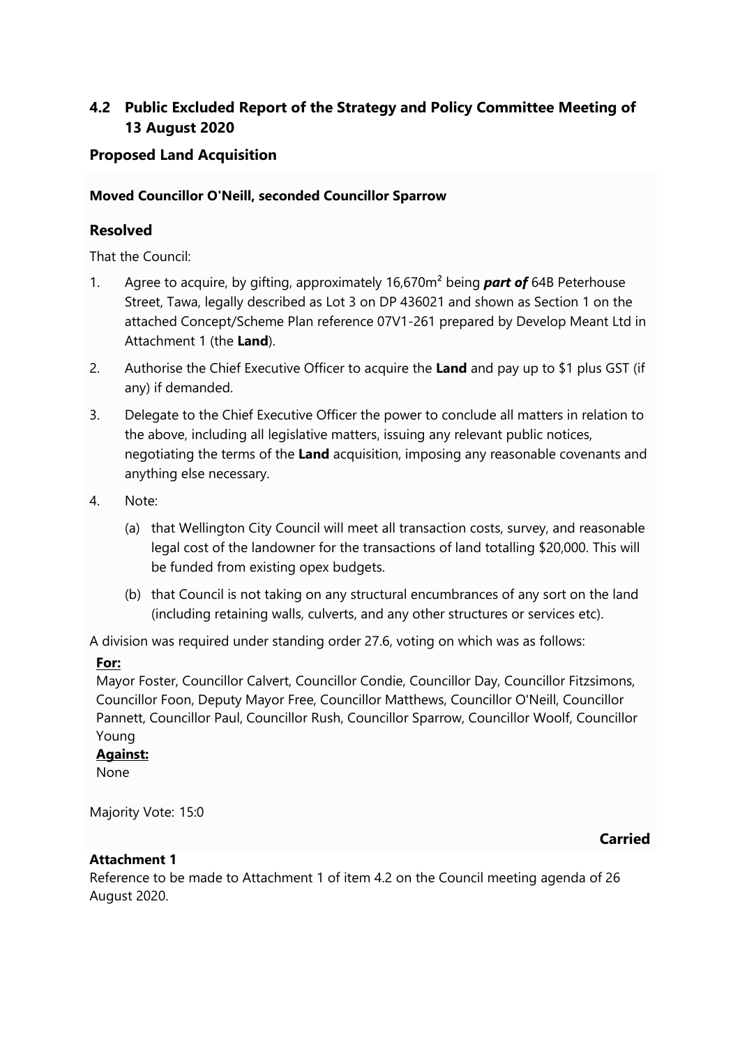## 4.2 Public Excluded Report of the Strategy and Policy Committee Meeting of 13 August 2020

### Proposed Land Acquisition

**Moved Councillor O'Neill, seconded Councillor Sparrow**

### Resolved

That the Council:

1. Agree to acquire, by gifting, approximately 16,670m² being ***part of*** 64B Peterhouse Street, Tawa, legally described as Lot 3 on DP 436021 and shown as Section 1 on the attached Concept/Scheme Plan reference 07V1-261 prepared by Develop Meant Ltd in Attachment 1 (the **Land**).
2. Authorise the Chief Executive Officer to acquire the **Land** and pay up to $1 plus GST (if any) if demanded.
3. Delegate to the Chief Executive Officer the power to conclude all matters in relation to the above, including all legislative matters, issuing any relevant public notices, negotiating the terms of the **Land** acquisition, imposing any reasonable covenants and anything else necessary.
4. Note:
   (a) that Wellington City Council will meet all transaction costs, survey, and reasonable legal cost of the landowner for the transactions of land totalling $20,000. This will be funded from existing opex budgets.
   (b) that Council is not taking on any structural encumbrances of any sort on the land (including retaining walls, culverts, and any other structures or services etc).

A division was required under standing order 27.6, voting on which was as follows:

**For:**
Mayor Foster, Councillor Calvert, Councillor Condie, Councillor Day, Councillor Fitzsimons, Councillor Foon, Deputy Mayor Free, Councillor Matthews, Councillor O'Neill, Councillor Pannett, Councillor Paul, Councillor Rush, Councillor Sparrow, Councillor Woolf, Councillor Young

**Against:**
None

Majority Vote: 15:0

**Carried**

**Attachment 1**
Reference to be made to Attachment 1 of item 4.2 on the Council meeting agenda of 26 August 2020.